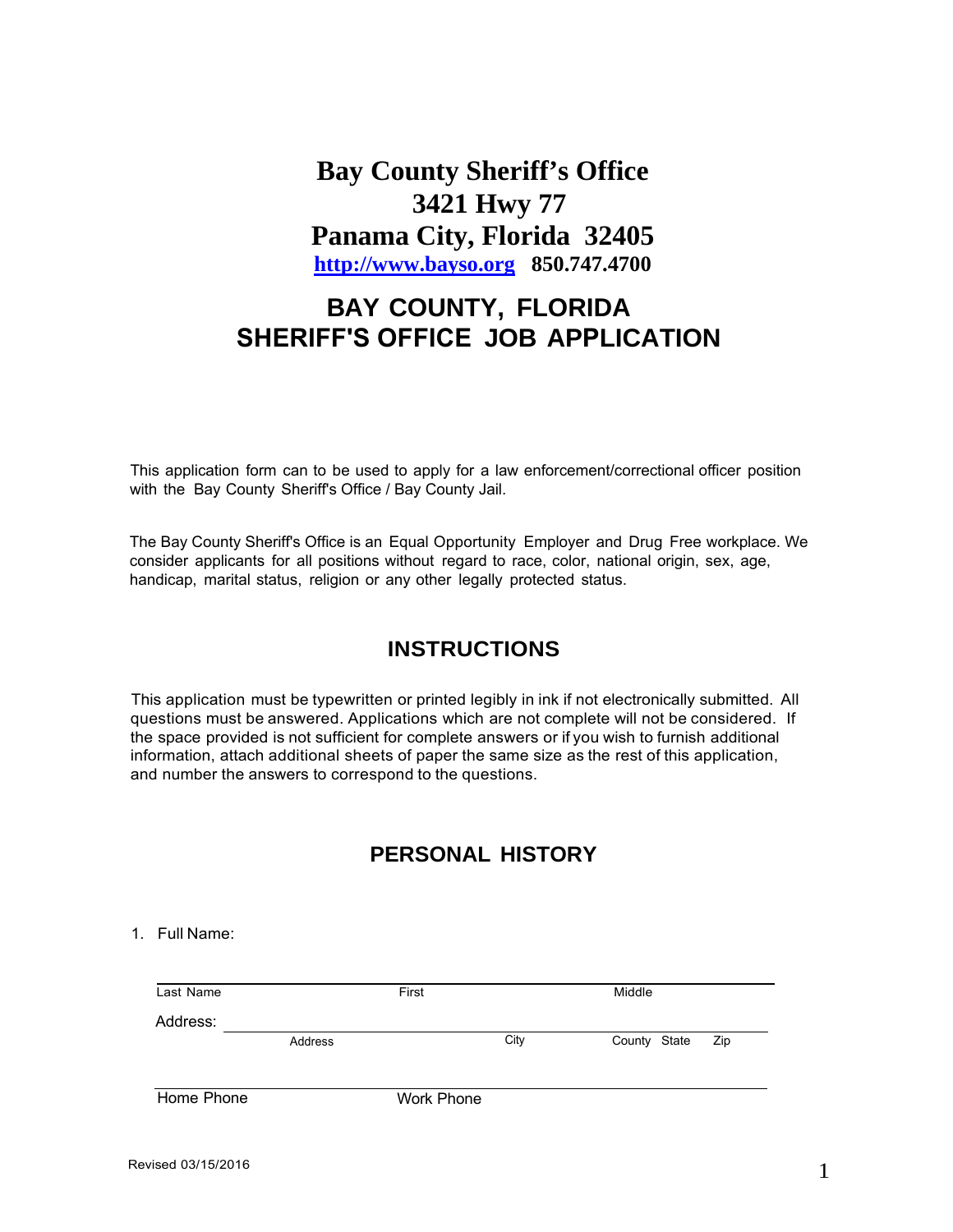# Bay County Sheriff's Office
# 3421 Hwy 77
# Panama City, Florida 32405

**http://www.bayso.org** **850.747.4700**

## BAY COUNTY, FLORIDA
## SHERIFF'S OFFICE JOB APPLICATION

This application form can to be used to apply for a law enforcement/correctional officer position with the Bay County Sheriff's Office / Bay County Jail.

The Bay County Sheriff's Office is an Equal Opportunity Employer and Drug Free workplace. We consider applicants for all positions without regard to race, color, national origin, sex, age, handicap, marital status, religion or any other legally protected status.

## INSTRUCTIONS

This application must be typewritten or printed legibly in ink if not electronically submitted. All questions must be answered. Applications which are not complete will not be considered. If the space provided is not sufficient for complete answers or if you wish to furnish additional information, attach additional sheets of paper the same size as the rest of this application, and number the answers to correspond to the questions.

## PERSONAL HISTORY

1. Full Name:

______________________________________________________________
Last Name First Middle

Address: ______________________________________________________
Address City County State Zip

______________________________________________________________
Home Phone Work Phone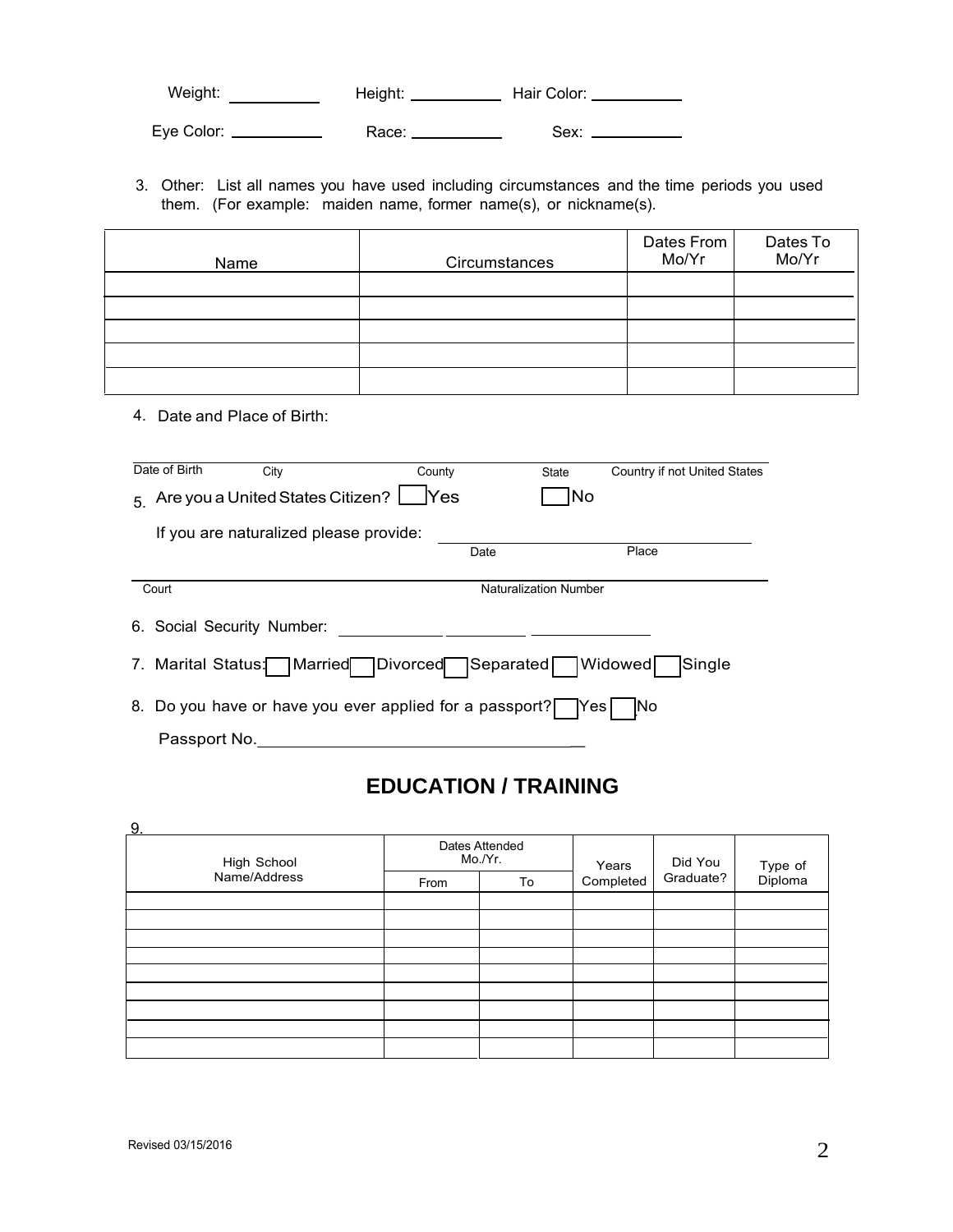Weight: __________ Height: __________ Hair Color: __________

Eye Color: __________ Race: __________ Sex: __________

3. Other: List all names you have used including circumstances and the time periods you used them. (For example: maiden name, former name(s), or nickname(s).

| Name | Circumstances | Dates From Mo/Yr | Dates To Mo/Yr |
|---|---|---|---|
| | | | |
| | | | |
| | | | |
| | | | |
| | | | |

4. Date and Place of Birth:

______________________________________________________________
Date of Birth City County State Country if not United States

5. Are you a United States Citizen? ☐ Yes ☐ No

If you are naturalized please provide: ______________________________
Date Place

______________________________________________________________
Court Naturalization Number

6. Social Security Number: __________ __________ __________

7. Marital Status: ☐ Married ☐ Divorced ☐ Separated ☐ Widowed ☐ Single

8. Do you have or have you ever applied for a passport? ☐ Yes ☐ No

Passport No. ______________________________

## EDUCATION / TRAINING

9.

| High School Name/Address | Dates Attended Mo./Yr. | | Years Completed | Did You Graduate? | Type of Diploma |
|---|---|---|---|---|---|
| | From | To | | | |
| | | | | | |
| | | | | | |
| | | | | | |
| | | | | | |
| | | | | | |
| | | | | | |
| | | | | | |
| | | | | | |
| | | | | | |

Revised 03/15/2016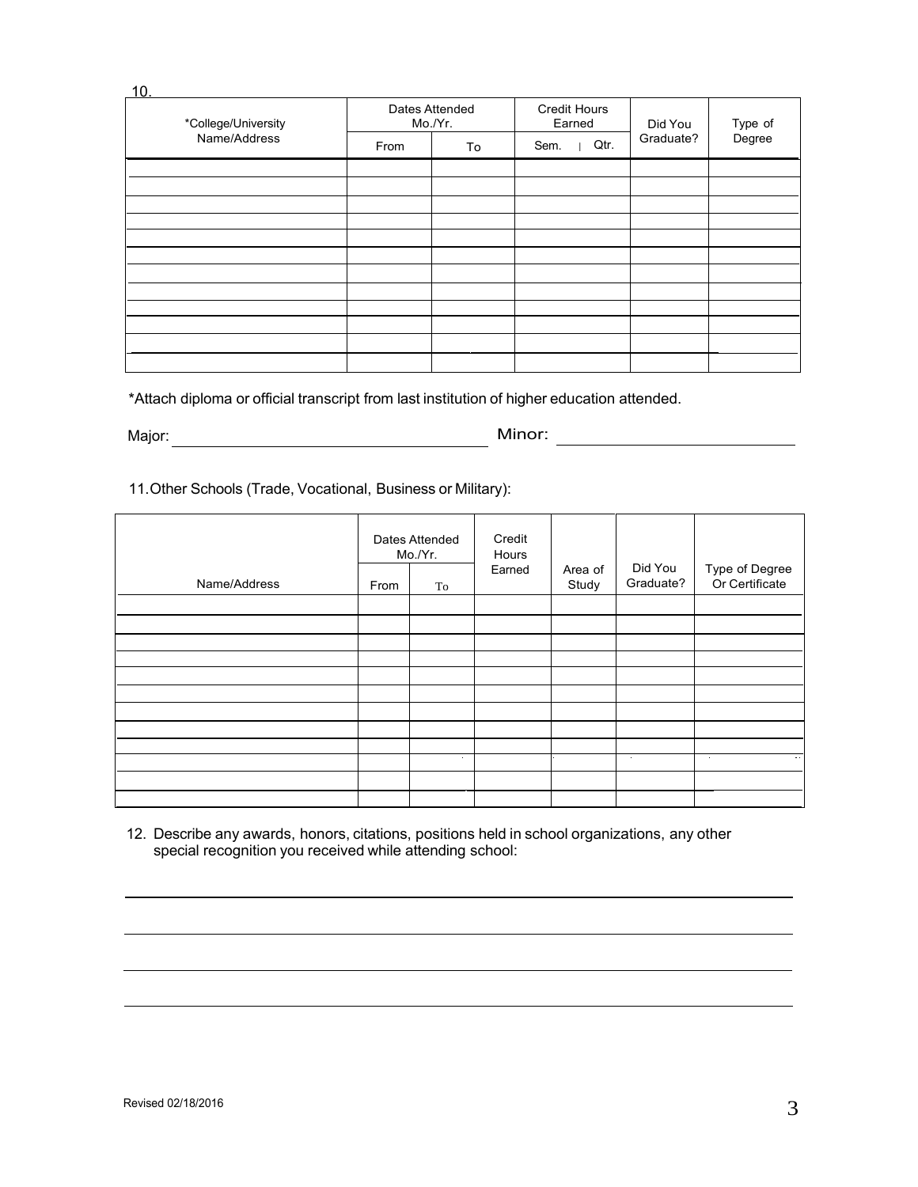10.

| *College/University Name/Address | Dates Attended Mo./Yr. | | Credit Hours Earned | | Did You Graduate? | Type of Degree |
|---|---|---|---|---|---|---|
| | From | To | Sem. | Qtr. | | |
| | | | | | | |
| | | | | | | |
| | | | | | | |
| | | | | | | |
| | | | | | | |
| | | | | | | |
| | | | | | | |
| | | | | | | |
| | | | | | | |
| | | | | | | |
| | | | | | | |
| | | | | | | |

*Attach diploma or official transcript from last institution of higher education attended.

Major: ______________________________ Minor: ______________________________

11. Other Schools (Trade, Vocational, Business or Military):

| Name/Address | Dates Attended Mo./Yr. | | Credit Hours Earned | Area of Study | Did You Graduate? | Type of Degree Or Certificate |
|---|---|---|---|---|---|---|
| | From | To | | | | |
| | | | | | | |
| | | | | | | |
| | | | | | | |
| | | | | | | |
| | | | | | | |
| | | | | | | |
| | | | | | | |
| | | | | | | |
| | | | | | | |
| | | | | | | |
| | | | | | | |
| | | | | | | |

12. Describe any awards, honors, citations, positions held in school organizations, any other special recognition you received while attending school:

______________________________________________________________________________

______________________________________________________________________________

______________________________________________________________________________

______________________________________________________________________________

Revised 02/18/2016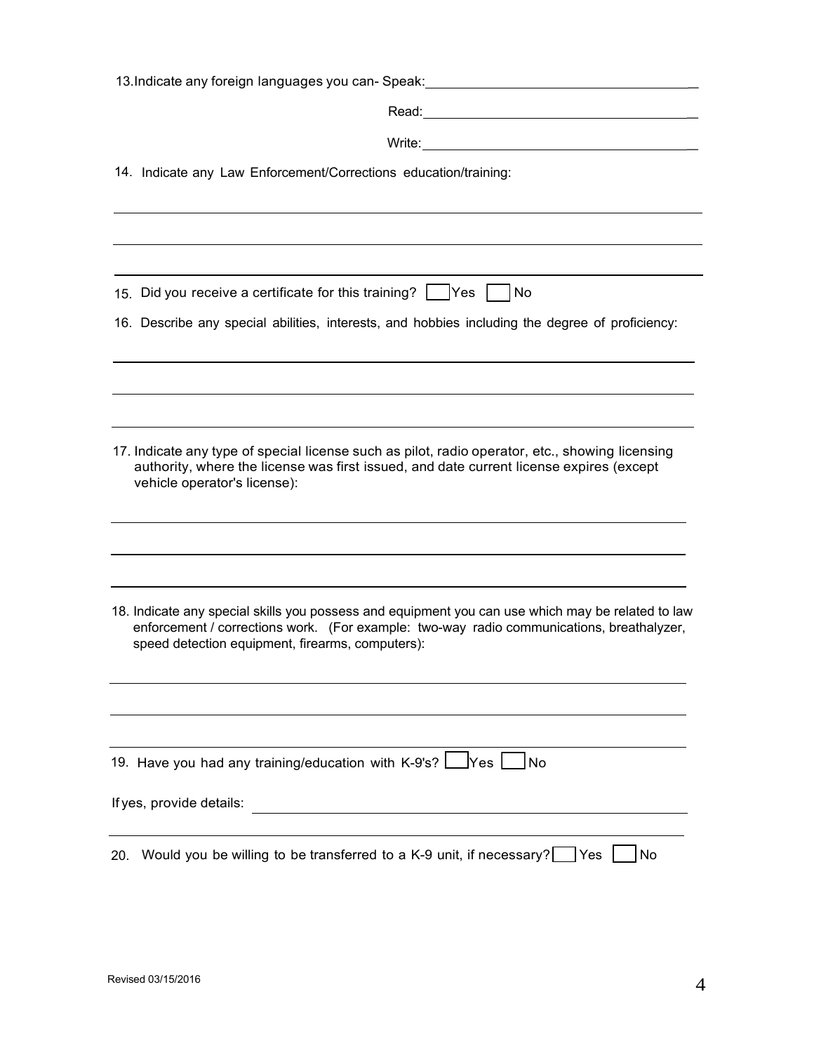13. Indicate any foreign languages you can- Speak: ______________________________

Read: ______________________________

Write: ______________________________

14. Indicate any Law Enforcement/Corrections education/training:

______________________________________________________________________

______________________________________________________________________

______________________________________________________________________

15. Did you receive a certificate for this training? ☐ Yes ☐ No

16. Describe any special abilities, interests, and hobbies including the degree of proficiency:

______________________________________________________________________

______________________________________________________________________

______________________________________________________________________

17. Indicate any type of special license such as pilot, radio operator, etc., showing licensing authority, where the license was first issued, and date current license expires (except vehicle operator's license):

______________________________________________________________________

______________________________________________________________________

______________________________________________________________________

18. Indicate any special skills you possess and equipment you can use which may be related to law enforcement / corrections work. (For example: two-way radio communications, breathalyzer, speed detection equipment, firearms, computers):

______________________________________________________________________

______________________________________________________________________

______________________________________________________________________

19. Have you had any training/education with K-9's? ☐ Yes ☐ No

If yes, provide details: ______________________________________________

______________________________________________________________________

20. Would you be willing to be transferred to a K-9 unit, if necessary? ☐ Yes ☐ No

Revised 03/15/2016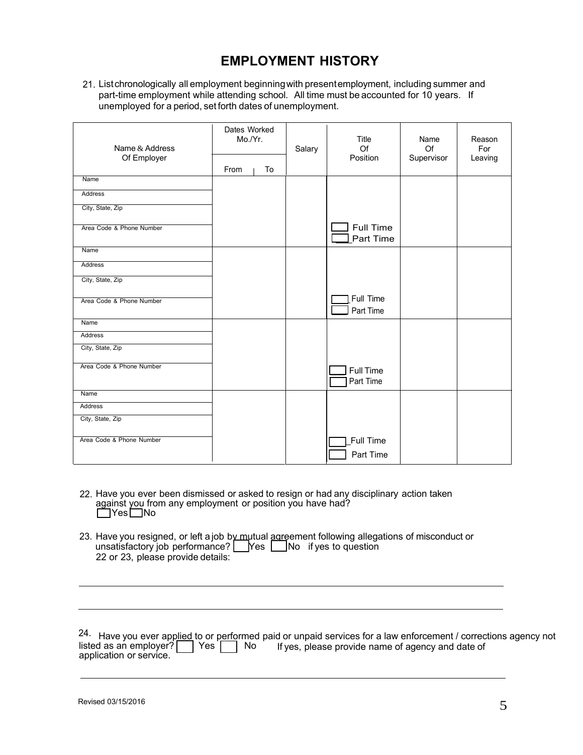# EMPLOYMENT HISTORY

21. List chronologically all employment beginning with present employment, including summer and part-time employment while attending school. All time must be accounted for 10 years. If unemployed for a period, set forth dates of unemployment.

| Name & Address Of Employer | Dates Worked Mo./Yr. | | Salary | Title Of Position | Name Of Supervisor | Reason For Leaving |
|---|---|---|---|---|---|---|
| | From | To | | | | |
| Name<br>Address<br>City, State, Zip<br>Area Code & Phone Number | | | | ☐ Full Time<br>☐ Part Time | | |
| Name<br>Address<br>City, State, Zip<br>Area Code & Phone Number | | | | ☐ Full Time<br>☐ Part Time | | |
| Name<br>Address<br>City, State, Zip<br>Area Code & Phone Number | | | | ☐ Full Time<br>☐ Part Time | | |
| Name<br>Address<br>City, State, Zip<br>Area Code & Phone Number | | | | ☐ Full Time<br>☐ Part Time | | |

22. Have you ever been dismissed or asked to resign or had any disciplinary action taken against you from any employment or position you have had?
☐ Yes ☐ No

23. Have you resigned, or left a job by mutual agreement following allegations of misconduct or unsatisfactory job performance? ☐ Yes ☐ No if yes to question 22 or 23, please provide details:

______________________________________________________________________

______________________________________________________________________

24. Have you ever applied to or performed paid or unpaid services for a law enforcement / corrections agency not listed as an employer? ☐ Yes ☐ No If yes, please provide name of agency and date of application or service.

______________________________________________________________________

Revised 03/15/2016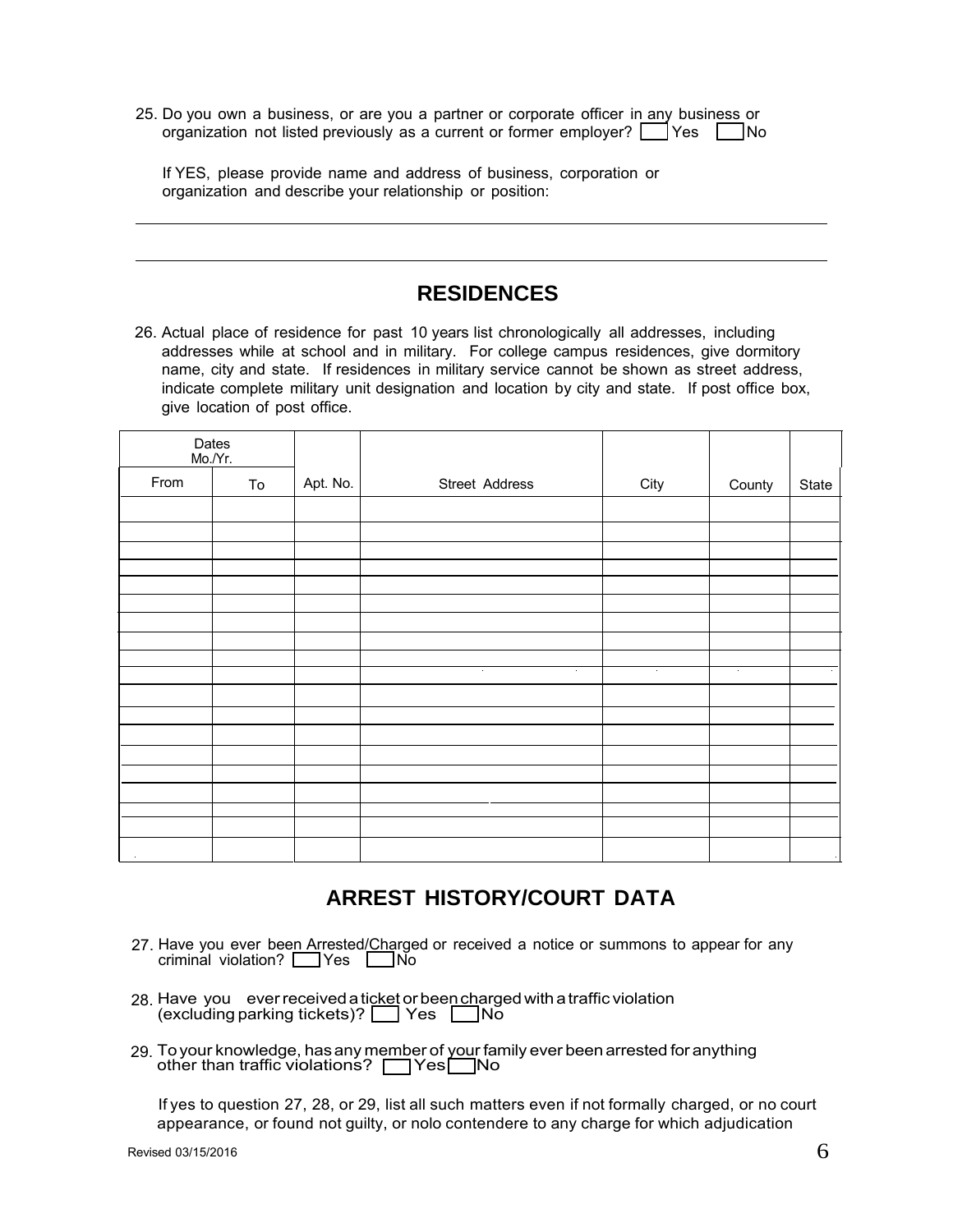25. Do you own a business, or are you a partner or corporate officer in any business or organization not listed previously as a current or former employer? ☐ Yes ☐ No

If YES, please provide name and address of business, corporation or organization and describe your relationship or position:

_______________________________________________________________________________

_______________________________________________________________________________

## RESIDENCES

26. Actual place of residence for past 10 years list chronologically all addresses, including addresses while at school and in military. For college campus residences, give dormitory name, city and state. If residences in military service cannot be shown as street address, indicate complete military unit designation and location by city and state. If post office box, give location of post office.

| Dates Mo./Yr. | | | | | | |
|---|---|---|---|---|---|---|
| From | To | Apt. No. | Street Address | City | County | State |
| | | | | | | |
| | | | | | | |
| | | | | | | |
| | | | | | | |
| | | | | | | |
| | | | | | | |
| | | | | | | |
| | | | | | | |
| | | | | | | |
| | | | | | | |
| | | | | | | |
| | | | | | | |
| | | | | | | |
| | | | | | | |
| | | | | | | |
| | | | | | | |
| | | | | | | |
| | | | | | | |
| | | | | | | |

## ARREST HISTORY/COURT DATA

27. Have you ever been Arrested/Charged or received a notice or summons to appear for any criminal violation? ☐ Yes ☐ No

28. Have you ever received a ticket or been charged with a traffic violation (excluding parking tickets)? ☐ Yes ☐ No

29. To your knowledge, has any member of your family ever been arrested for anything other than traffic violations? ☐ Yes ☐ No

If yes to question 27, 28, or 29, list all such matters even if not formally charged, or no court appearance, or found not guilty, or nolo contendere to any charge for which adjudication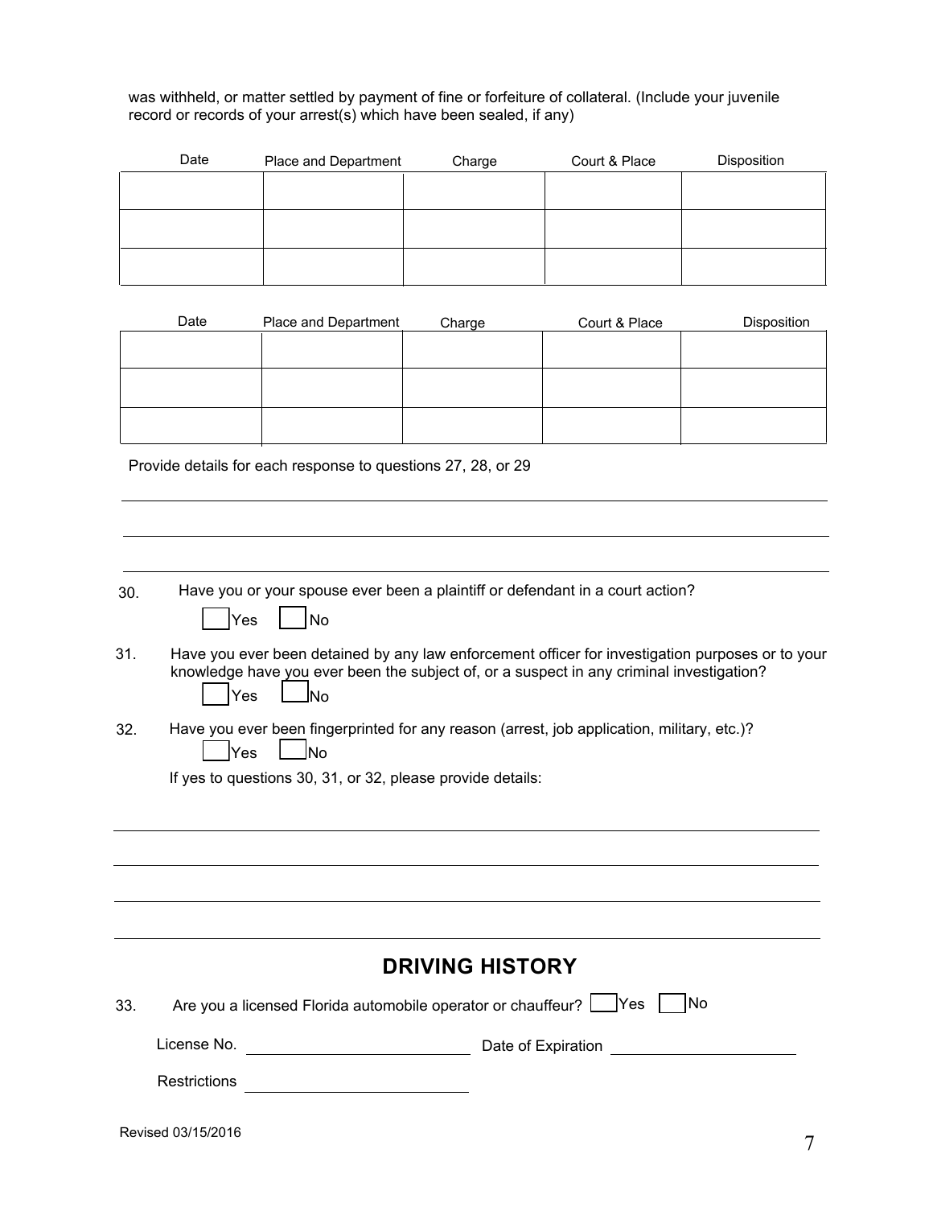was withheld, or matter settled by payment of fine or forfeiture of collateral. (Include your juvenile record or records of your arrest(s) which have been sealed, if any)

| Date | Place and Department | Charge | Court & Place | Disposition |
|---|---|---|---|---|
| | | | | |
| | | | | |
| | | | | |

| Date | Place and Department | Charge | Court & Place | Disposition |
|---|---|---|---|---|
| | | | | |
| | | | | |
| | | | | |

Provide details for each response to questions 27, 28, or 29

\_\_\_\_\_\_\_\_\_\_\_\_\_\_\_\_\_\_\_\_\_\_\_\_\_\_\_\_\_\_\_\_\_\_\_\_\_\_\_\_\_\_\_\_\_\_\_\_\_\_\_\_\_\_\_\_\_\_\_\_\_\_\_\_\_\_\_\_\_\_\_\_\_\_\_\_

\_\_\_\_\_\_\_\_\_\_\_\_\_\_\_\_\_\_\_\_\_\_\_\_\_\_\_\_\_\_\_\_\_\_\_\_\_\_\_\_\_\_\_\_\_\_\_\_\_\_\_\_\_\_\_\_\_\_\_\_\_\_\_\_\_\_\_\_\_\_\_\_\_\_\_\_

\_\_\_\_\_\_\_\_\_\_\_\_\_\_\_\_\_\_\_\_\_\_\_\_\_\_\_\_\_\_\_\_\_\_\_\_\_\_\_\_\_\_\_\_\_\_\_\_\_\_\_\_\_\_\_\_\_\_\_\_\_\_\_\_\_\_\_\_\_\_\_\_\_\_\_\_

30. Have you or your spouse ever been a plaintiff or defendant in a court action?

    ☐ Yes ☐ No

31. Have you ever been detained by any law enforcement officer for investigation purposes or to your knowledge have you ever been the subject of, or a suspect in any criminal investigation?

    ☐ Yes ☐ No

32. Have you ever been fingerprinted for any reason (arrest, job application, military, etc.)?

    ☐ Yes ☐ No

    If yes to questions 30, 31, or 32, please provide details:

\_\_\_\_\_\_\_\_\_\_\_\_\_\_\_\_\_\_\_\_\_\_\_\_\_\_\_\_\_\_\_\_\_\_\_\_\_\_\_\_\_\_\_\_\_\_\_\_\_\_\_\_\_\_\_\_\_\_\_\_\_\_\_\_\_\_\_\_\_\_\_\_\_\_\_\_

\_\_\_\_\_\_\_\_\_\_\_\_\_\_\_\_\_\_\_\_\_\_\_\_\_\_\_\_\_\_\_\_\_\_\_\_\_\_\_\_\_\_\_\_\_\_\_\_\_\_\_\_\_\_\_\_\_\_\_\_\_\_\_\_\_\_\_\_\_\_\_\_\_\_\_\_

\_\_\_\_\_\_\_\_\_\_\_\_\_\_\_\_\_\_\_\_\_\_\_\_\_\_\_\_\_\_\_\_\_\_\_\_\_\_\_\_\_\_\_\_\_\_\_\_\_\_\_\_\_\_\_\_\_\_\_\_\_\_\_\_\_\_\_\_\_\_\_\_\_\_\_\_

\_\_\_\_\_\_\_\_\_\_\_\_\_\_\_\_\_\_\_\_\_\_\_\_\_\_\_\_\_\_\_\_\_\_\_\_\_\_\_\_\_\_\_\_\_\_\_\_\_\_\_\_\_\_\_\_\_\_\_\_\_\_\_\_\_\_\_\_\_\_\_\_\_\_\_\_

## DRIVING HISTORY

33. Are you a licensed Florida automobile operator or chauffeur? ☐ Yes ☐ No

    License No. \_\_\_\_\_\_\_\_\_\_\_\_\_\_\_\_\_\_\_\_ Date of Expiration \_\_\_\_\_\_\_\_\_\_\_\_\_\_\_\_\_\_\_\_

    Restrictions \_\_\_\_\_\_\_\_\_\_\_\_\_\_\_\_\_\_\_\_

Revised 03/15/2016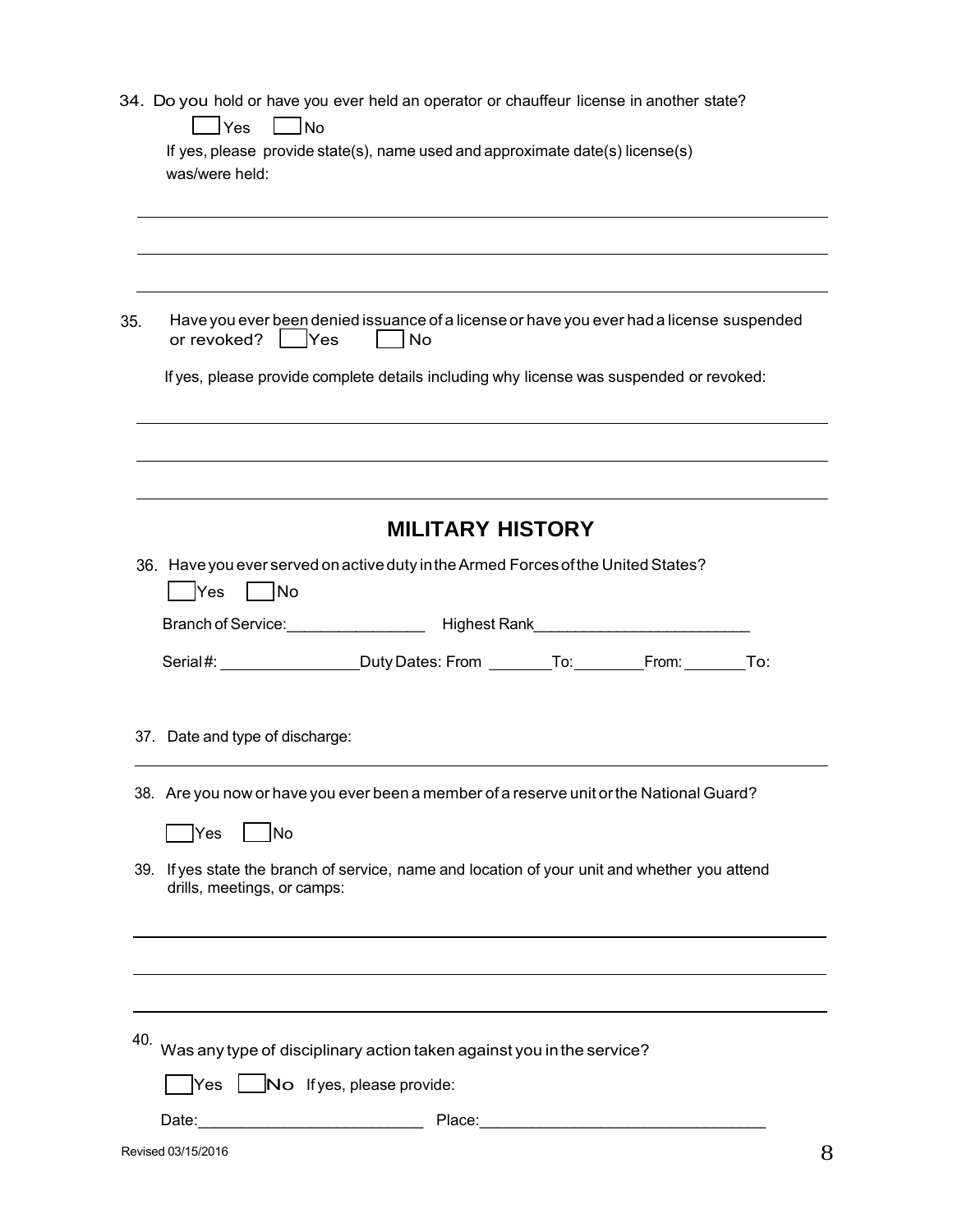34. Do you hold or have you ever held an operator or chauffeur license in another state?

☐ Yes ☐ No

If yes, please provide state(s), name used and approximate date(s) license(s) was/were held:

___

___

___

35. Have you ever been denied issuance of a license or have you ever had a license suspended or revoked? ☐ Yes ☐ No

If yes, please provide complete details including why license was suspended or revoked:

___

___

___

## MILITARY HISTORY

36. Have you ever served on active duty in the Armed Forces of the United States?

☐ Yes ☐ No

Branch of Service:________________ Highest Rank_________________________

Serial #: ________________ Duty Dates: From ________ To: ________ From: ________ To:

37. Date and type of discharge:

___

38. Are you now or have you ever been a member of a reserve unit or the National Guard?

☐ Yes ☐ No

39. If yes state the branch of service, name and location of your unit and whether you attend drills, meetings, or camps:

___

___

___

40. Was any type of disciplinary action taken against you in the service?

☐ Yes ☐ No If yes, please provide:

Date:__________________________ Place:_________________________________

Revised 03/15/2016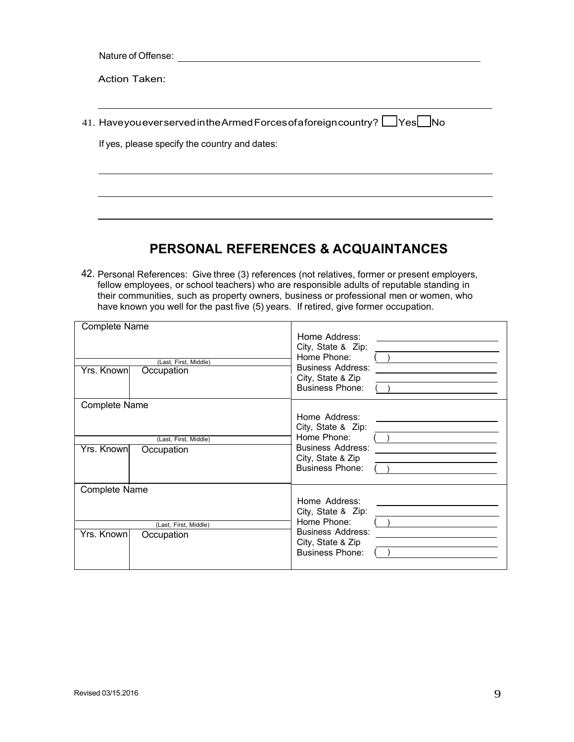Nature of Offense: ________________________________________________

Action Taken:

_______________________________________________________________

41. Have you ever served in the Armed Forces of a foreign country? ☐ Yes ☐ No

If yes, please specify the country and dates:

_______________________________________________________________

_______________________________________________________________

_______________________________________________________________

## PERSONAL REFERENCES & ACQUAINTANCES

42. Personal References: Give three (3) references (not relatives, former or present employers, fellow employees, or school teachers) who are responsible adults of reputable standing in their communities, such as property owners, business or professional men or women, who have known you well for the past five (5) years. If retired, give former occupation.

| Complete Name (Last, First, Middle) | | Contact Information |
|---|---|---|
| | | Home Address:<br>City, State & Zip:<br>Home Phone: ( )<br>Business Address:<br>City, State & Zip<br>Business Phone: ( ) |
| Yrs. Known | Occupation | |
| | | |

| Complete Name (Last, First, Middle) | | Contact Information |
|---|---|---|
| | | Home Address:<br>City, State & Zip:<br>Home Phone: ( )<br>Business Address:<br>City, State & Zip<br>Business Phone: ( ) |
| Yrs. Known | Occupation | |
| | | |

| Complete Name (Last, First, Middle) | | Contact Information |
|---|---|---|
| | | Home Address:<br>City, State & Zip:<br>Home Phone: ( )<br>Business Address:<br>City, State & Zip<br>Business Phone: ( ) |
| Yrs. Known | Occupation | |
| | | |

Revised 03/15.2016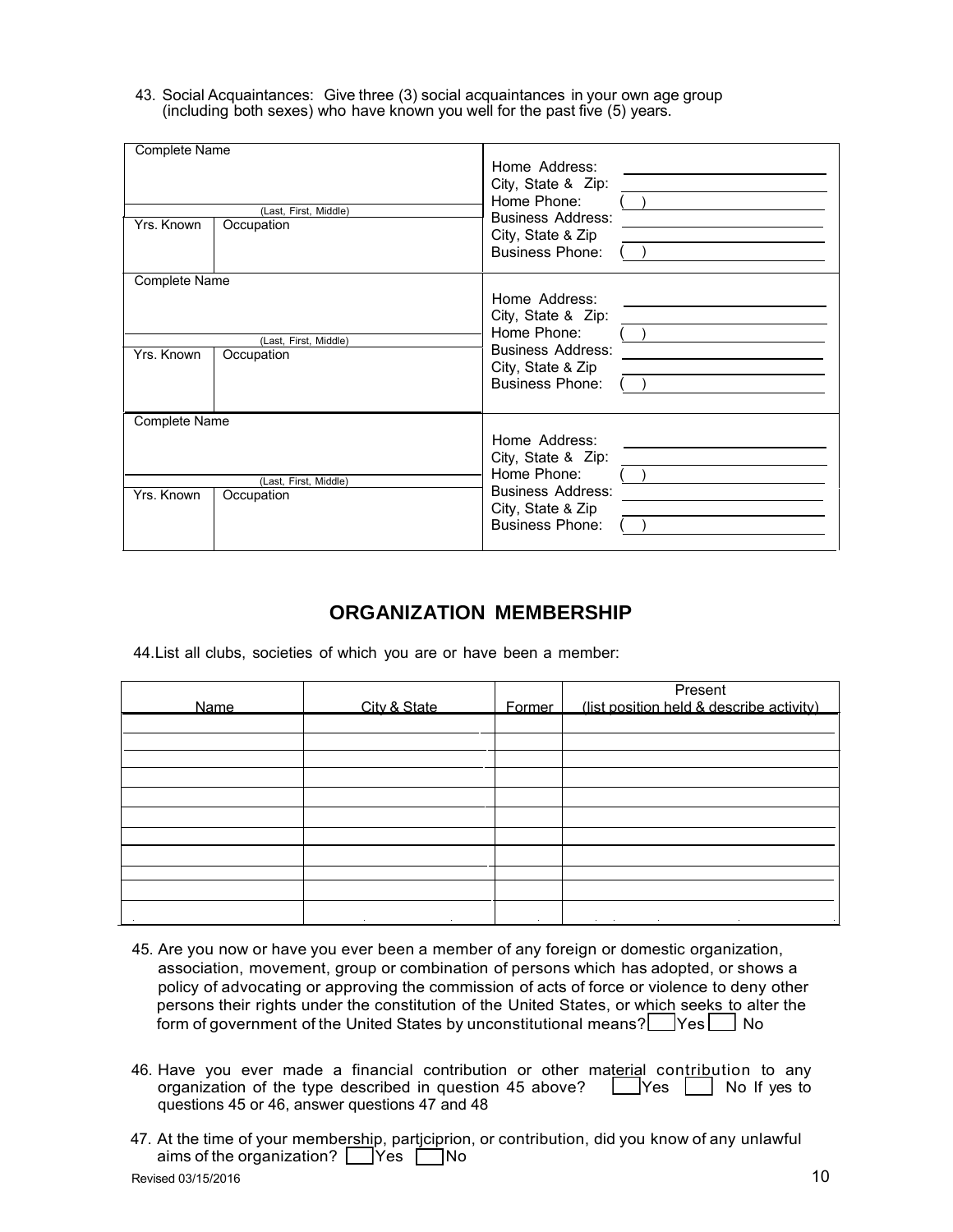43. Social Acquaintances: Give three (3) social acquaintances in your own age group (including both sexes) who have known you well for the past five (5) years.

| Complete Name (Last, First, Middle) | | |
|---|---|---|
| Yrs. Known | Occupation | Home Address: ____<br>City, State & Zip: ____<br>Home Phone: ( ) ____<br>Business Address: ____<br>City, State & Zip ____<br>Business Phone: ( ) ____ |

| Complete Name (Last, First, Middle) | | |
|---|---|---|
| Yrs. Known | Occupation | Home Address: ____<br>City, State & Zip: ____<br>Home Phone: ( ) ____<br>Business Address: ____<br>City, State & Zip ____<br>Business Phone: ( ) ____ |

| Complete Name (Last, First, Middle) | | |
|---|---|---|
| Yrs. Known | Occupation | Home Address: ____<br>City, State & Zip: ____<br>Home Phone: ( ) ____<br>Business Address: ____<br>City, State & Zip ____<br>Business Phone: ( ) ____ |

## ORGANIZATION MEMBERSHIP

44. List all clubs, societies of which you are or have been a member:

| Name | City & State | Former | Present (list position held & describe activity) |
|---|---|---|---|
| | | | |
| | | | |
| | | | |
| | | | |
| | | | |
| | | | |
| | | | |
| | | | |
| | | | |
| | | | |
| | | | |

45. Are you now or have you ever been a member of any foreign or domestic organization, association, movement, group or combination of persons which has adopted, or shows a policy of advocating or approving the commission of acts of force or violence to deny other persons their rights under the constitution of the United States, or which seeks to alter the form of government of the United States by unconstitutional means? ☐ Yes ☐ No

46. Have you ever made a financial contribution or other material contribution to any organization of the type described in question 45 above? ☐ Yes ☐ No If yes to questions 45 or 46, answer questions 47 and 48

47. At the time of your membership, partjciprion, or contribution, did you know of any unlawful aims of the organization? ☐ Yes ☐ No

Revised 03/15/2016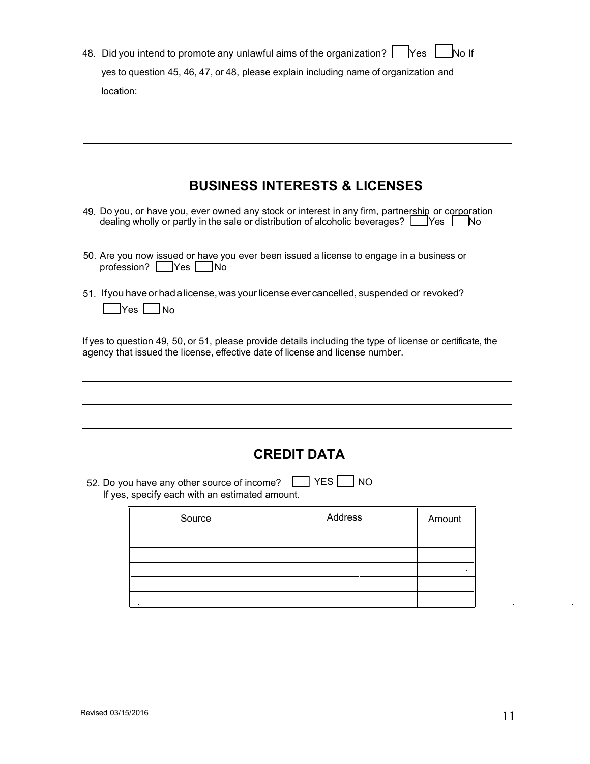48. Did you intend to promote any unlawful aims of the organization? ☐ Yes ☐ No If yes to question 45, 46, 47, or 48, please explain including name of organization and location:

______________________________________________________________________

______________________________________________________________________

______________________________________________________________________

## BUSINESS INTERESTS & LICENSES

49. Do you, or have you, ever owned any stock or interest in any firm, partnership or corporation dealing wholly or partly in the sale or distribution of alcoholic beverages? ☐ Yes ☐ No

50. Are you now issued or have you ever been issued a license to engage in a business or profession? ☐ Yes ☐ No

51. If you have or had a license, was your license ever cancelled, suspended or revoked? ☐ Yes ☐ No

If yes to question 49, 50, or 51, please provide details including the type of license or certificate, the agency that issued the license, effective date of license and license number.

______________________________________________________________________

______________________________________________________________________

______________________________________________________________________

## CREDIT DATA

52. Do you have any other source of income? ☐ YES ☐ NO
    If yes, specify each with an estimated amount.

| Source | Address | Amount |
|---|---|---|
| | | |
| | | |
| | | |
| | | |
| | | |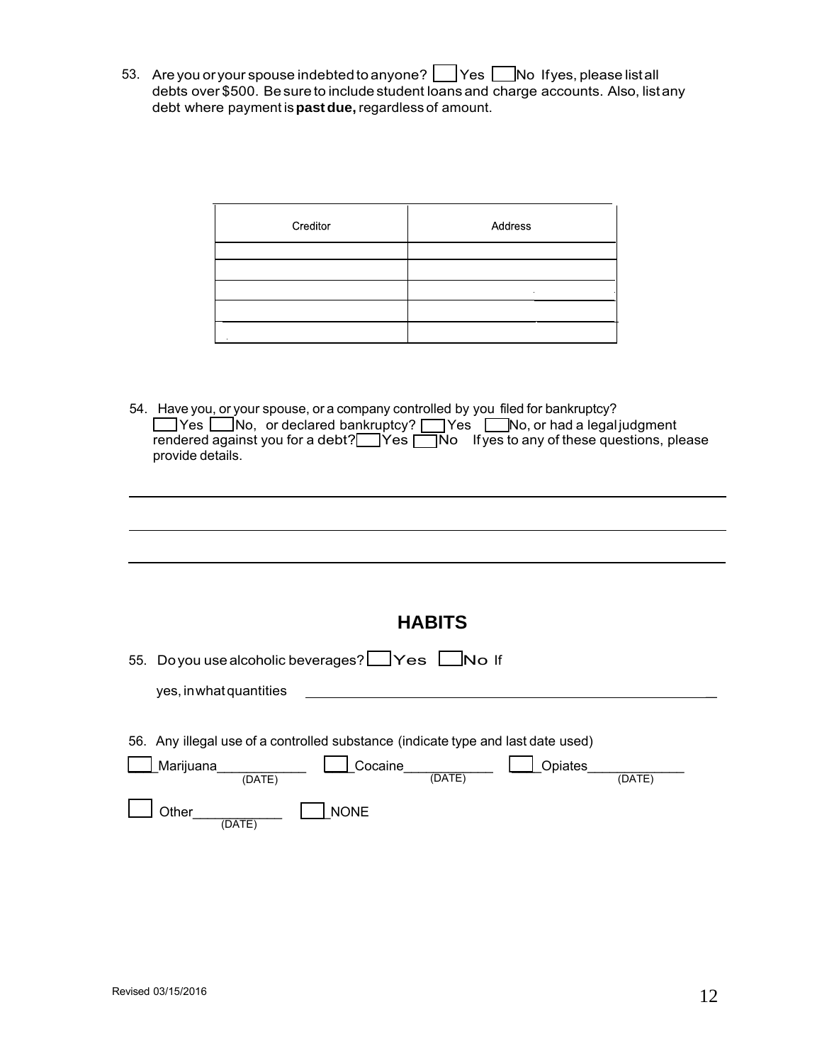53. Are you or your spouse indebted to anyone? ☐ Yes ☐ No If yes, please list all debts over $500. Be sure to include student loans and charge accounts. Also, list any debt where payment is **past due,** regardless of amount.

| Creditor | Address |
| --- | --- |
| | |
| | |
| | |
| | |
| | |

54. Have you, or your spouse, or a company controlled by you filed for bankruptcy? ☐ Yes ☐ No, or declared bankruptcy? ☐ Yes ☐ No, or had a legal judgment rendered against you for a debt? ☐ Yes ☐ No If yes to any of these questions, please provide details.

______________________________________________

______________________________________________

______________________________________________

## HABITS

55. Do you use alcoholic beverages? ☐ Yes ☐ No If yes, in what quantities ______________________________________________

56. Any illegal use of a controlled substance (indicate type and last date used)

☐ Marijuana____________ (DATE) ☐ Cocaine____________ (DATE) ☐ Opiates____________ (DATE)

☐ Other____________ (DATE) ☐ NONE

Revised 03/15/2016